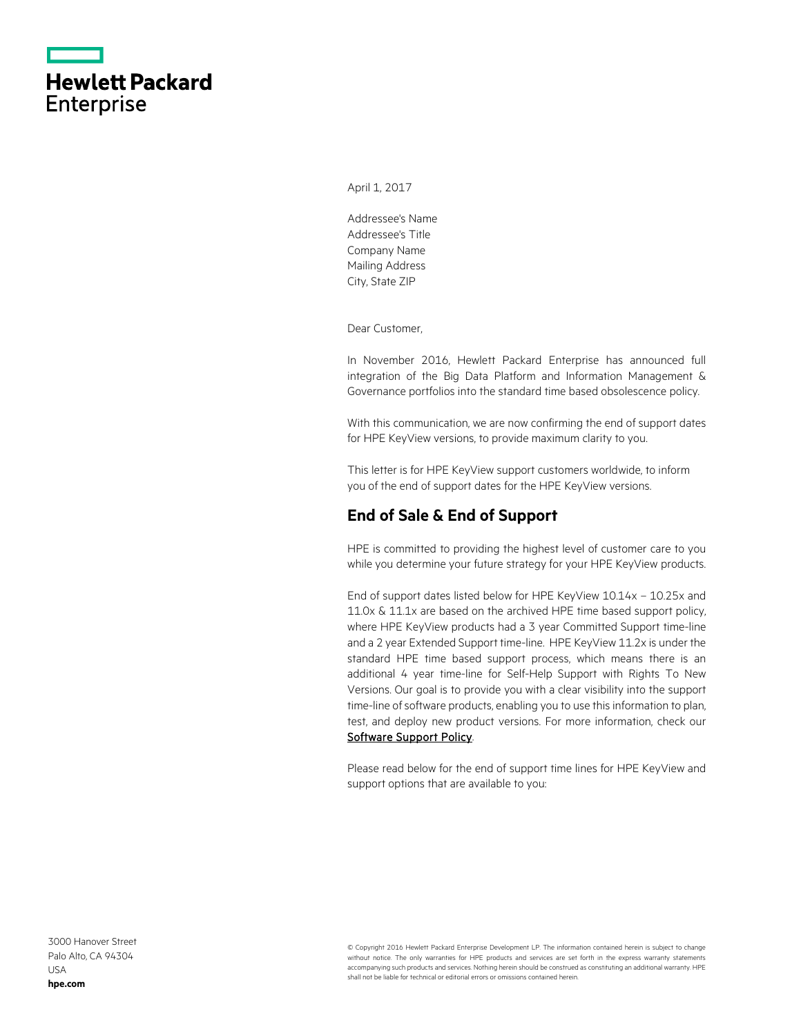# Hewlett Packard Enterprise

April 1, 2017

Addressee's Name
Addressee's Title
Company Name
Mailing Address
City, State ZIP

Dear Customer,

In November 2016, Hewlett Packard Enterprise has announced full integration of the Big Data Platform and Information Management & Governance portfolios into the standard time based obsolescence policy.

With this communication, we are now confirming the end of support dates for HPE KeyView versions, to provide maximum clarity to you.

This letter is for HPE KeyView support customers worldwide, to inform you of the end of support dates for the HPE KeyView versions.

## End of Sale & End of Support

HPE is committed to providing the highest level of customer care to you while you determine your future strategy for your HPE KeyView products.

End of support dates listed below for HPE KeyView 10.14x – 10.25x and 11.0x & 11.1x are based on the archived HPE time based support policy, where HPE KeyView products had a 3 year Committed Support time-line and a 2 year Extended Support time-line. HPE KeyView 11.2x is under the standard HPE time based support process, which means there is an additional 4 year time-line for Self-Help Support with Rights To New Versions. Our goal is to provide you with a clear visibility into the support time-line of software products, enabling you to use this information to plan, test, and deploy new product versions. For more information, check our Software Support Policy.

Please read below for the end of support time lines for HPE KeyView and support options that are available to you:

3000 Hanover Street
Palo Alto, CA 94304
USA
**hpe.com**

© Copyright 2016 Hewlett Packard Enterprise Development LP. The information contained herein is subject to change without notice. The only warranties for HPE products and services are set forth in the express warranty statements accompanying such products and services. Nothing herein should be construed as constituting an additional warranty. HPE shall not be liable for technical or editorial errors or omissions contained herein.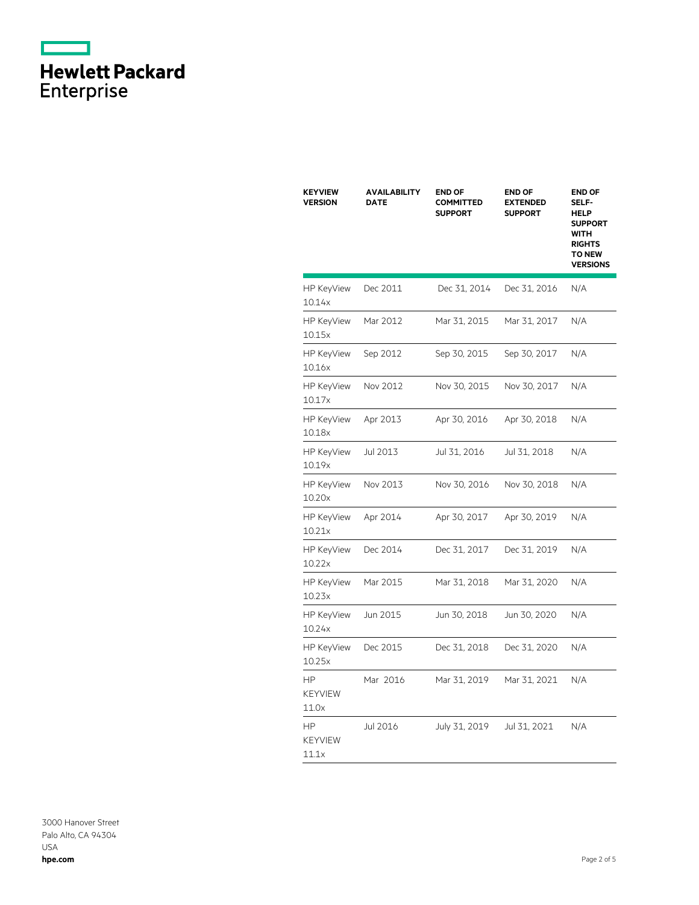| KEYVIEW VERSION | AVAILABILITY DATE | END OF COMMITTED SUPPORT | END OF EXTENDED SUPPORT | END OF SELF-HELP SUPPORT WITH RIGHTS TO NEW VERSIONS |
|---|---|---|---|---|
| HP KeyView 10.14x | Dec 2011 | Dec 31, 2014 | Dec 31, 2016 | N/A |
| HP KeyView 10.15x | Mar 2012 | Mar 31, 2015 | Mar 31, 2017 | N/A |
| HP KeyView 10.16x | Sep 2012 | Sep 30, 2015 | Sep 30, 2017 | N/A |
| HP KeyView 10.17x | Nov 2012 | Nov 30, 2015 | Nov 30, 2017 | N/A |
| HP KeyView 10.18x | Apr 2013 | Apr 30, 2016 | Apr 30, 2018 | N/A |
| HP KeyView 10.19x | Jul 2013 | Jul 31, 2016 | Jul 31, 2018 | N/A |
| HP KeyView 10.20x | Nov 2013 | Nov 30, 2016 | Nov 30, 2018 | N/A |
| HP KeyView 10.21x | Apr 2014 | Apr 30, 2017 | Apr 30, 2019 | N/A |
| HP KeyView 10.22x | Dec 2014 | Dec 31, 2017 | Dec 31, 2019 | N/A |
| HP KeyView 10.23x | Mar 2015 | Mar 31, 2018 | Mar 31, 2020 | N/A |
| HP KeyView 10.24x | Jun 2015 | Jun 30, 2018 | Jun 30, 2020 | N/A |
| HP KeyView 10.25x | Dec 2015 | Dec 31, 2018 | Dec 31, 2020 | N/A |
| HP KEYVIEW 11.0x | Mar 2016 | Mar 31, 2019 | Mar 31, 2021 | N/A |
| HP KEYVIEW 11.1x | Jul 2016 | July 31, 2019 | Jul 31, 2021 | N/A |

3000 Hanover Street
Palo Alto, CA 94304
USA
**hpe.com**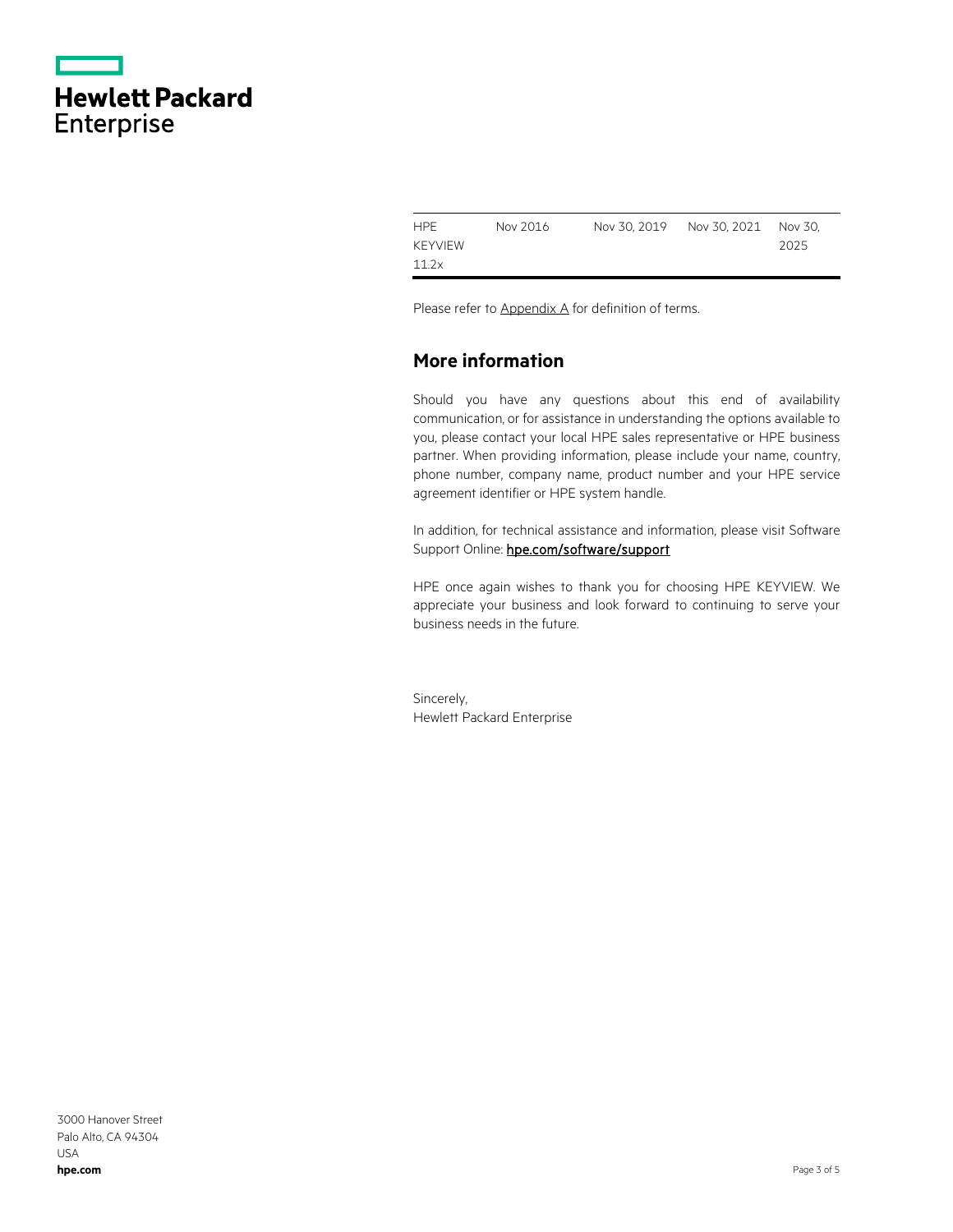| | | | | |
|---|---|---|---|---|
| HPE KEYVIEW 11.2x | Nov 2016 | Nov 30, 2019 | Nov 30, 2021 | Nov 30, 2025 |

Please refer to Appendix A for definition of terms.

## More information

Should you have any questions about this end of availability communication, or for assistance in understanding the options available to you, please contact your local HPE sales representative or HPE business partner. When providing information, please include your name, country, phone number, company name, product number and your HPE service agreement identifier or HPE system handle.

In addition, for technical assistance and information, please visit Software Support Online: **hpe.com/software/support**

HPE once again wishes to thank you for choosing HPE KEYVIEW. We appreciate your business and look forward to continuing to serve your business needs in the future.

Sincerely,
Hewlett Packard Enterprise

3000 Hanover Street
Palo Alto, CA 94304
USA
**hpe.com**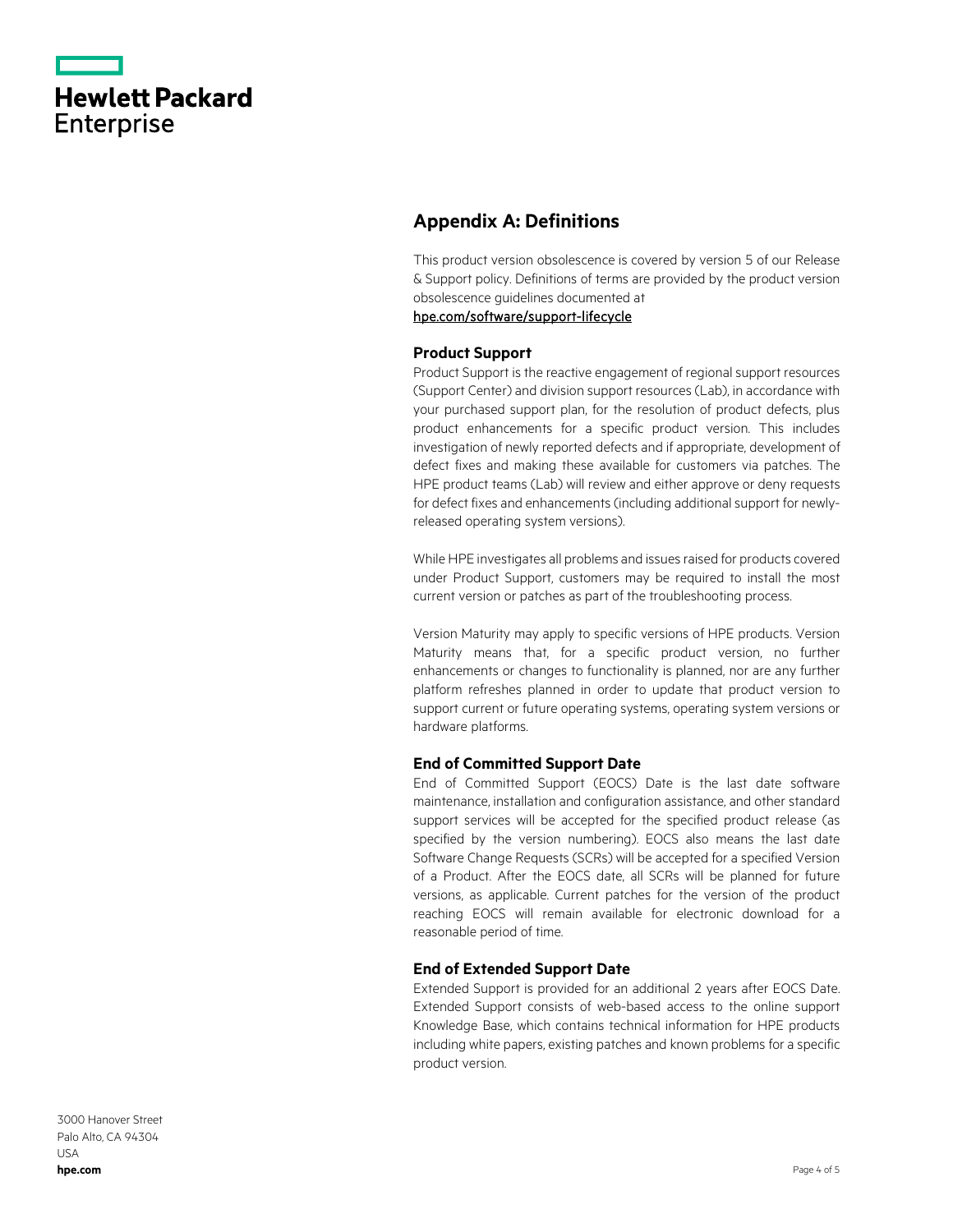## Appendix A: Definitions

This product version obsolescence is covered by version 5 of our Release & Support policy. Definitions of terms are provided by the product version obsolescence guidelines documented at
hpe.com/software/support-lifecycle

### Product Support

Product Support is the reactive engagement of regional support resources (Support Center) and division support resources (Lab), in accordance with your purchased support plan, for the resolution of product defects, plus product enhancements for a specific product version. This includes investigation of newly reported defects and if appropriate, development of defect fixes and making these available for customers via patches. The HPE product teams (Lab) will review and either approve or deny requests for defect fixes and enhancements (including additional support for newly-released operating system versions).

While HPE investigates all problems and issues raised for products covered under Product Support, customers may be required to install the most current version or patches as part of the troubleshooting process.

Version Maturity may apply to specific versions of HPE products. Version Maturity means that, for a specific product version, no further enhancements or changes to functionality is planned, nor are any further platform refreshes planned in order to update that product version to support current or future operating systems, operating system versions or hardware platforms.

### End of Committed Support Date

End of Committed Support (EOCS) Date is the last date software maintenance, installation and configuration assistance, and other standard support services will be accepted for the specified product release (as specified by the version numbering). EOCS also means the last date Software Change Requests (SCRs) will be accepted for a specified Version of a Product. After the EOCS date, all SCRs will be planned for future versions, as applicable. Current patches for the version of the product reaching EOCS will remain available for electronic download for a reasonable period of time.

### End of Extended Support Date

Extended Support is provided for an additional 2 years after EOCS Date. Extended Support consists of web-based access to the online support Knowledge Base, which contains technical information for HPE products including white papers, existing patches and known problems for a specific product version.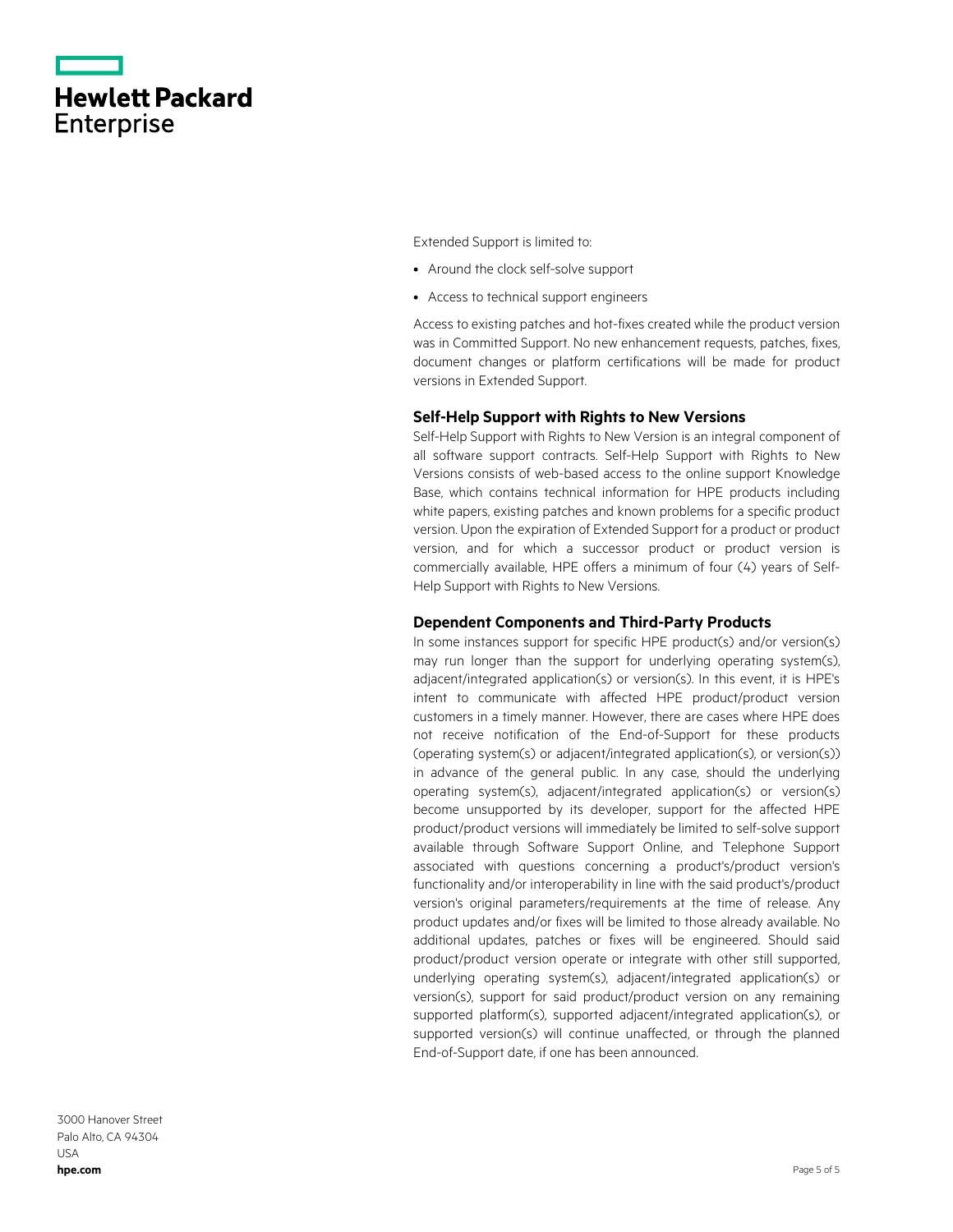Extended Support is limited to:

- Around the clock self-solve support
- Access to technical support engineers

Access to existing patches and hot-fixes created while the product version was in Committed Support. No new enhancement requests, patches, fixes, document changes or platform certifications will be made for product versions in Extended Support.

### Self-Help Support with Rights to New Versions

Self-Help Support with Rights to New Version is an integral component of all software support contracts. Self-Help Support with Rights to New Versions consists of web-based access to the online support Knowledge Base, which contains technical information for HPE products including white papers, existing patches and known problems for a specific product version. Upon the expiration of Extended Support for a product or product version, and for which a successor product or product version is commercially available, HPE offers a minimum of four (4) years of Self-Help Support with Rights to New Versions.

### Dependent Components and Third-Party Products

In some instances support for specific HPE product(s) and/or version(s) may run longer than the support for underlying operating system(s), adjacent/integrated application(s) or version(s). In this event, it is HPE's intent to communicate with affected HPE product/product version customers in a timely manner. However, there are cases where HPE does not receive notification of the End-of-Support for these products (operating system(s) or adjacent/integrated application(s), or version(s)) in advance of the general public. In any case, should the underlying operating system(s), adjacent/integrated application(s) or version(s) become unsupported by its developer, support for the affected HPE product/product versions will immediately be limited to self-solve support available through Software Support Online, and Telephone Support associated with questions concerning a product's/product version's functionality and/or interoperability in line with the said product's/product version's original parameters/requirements at the time of release. Any product updates and/or fixes will be limited to those already available. No additional updates, patches or fixes will be engineered. Should said product/product version operate or integrate with other still supported, underlying operating system(s), adjacent/integrated application(s) or version(s), support for said product/product version on any remaining supported platform(s), supported adjacent/integrated application(s), or supported version(s) will continue unaffected, or through the planned End-of-Support date, if one has been announced.

3000 Hanover Street
Palo Alto, CA 94304
USA
**hpe.com**